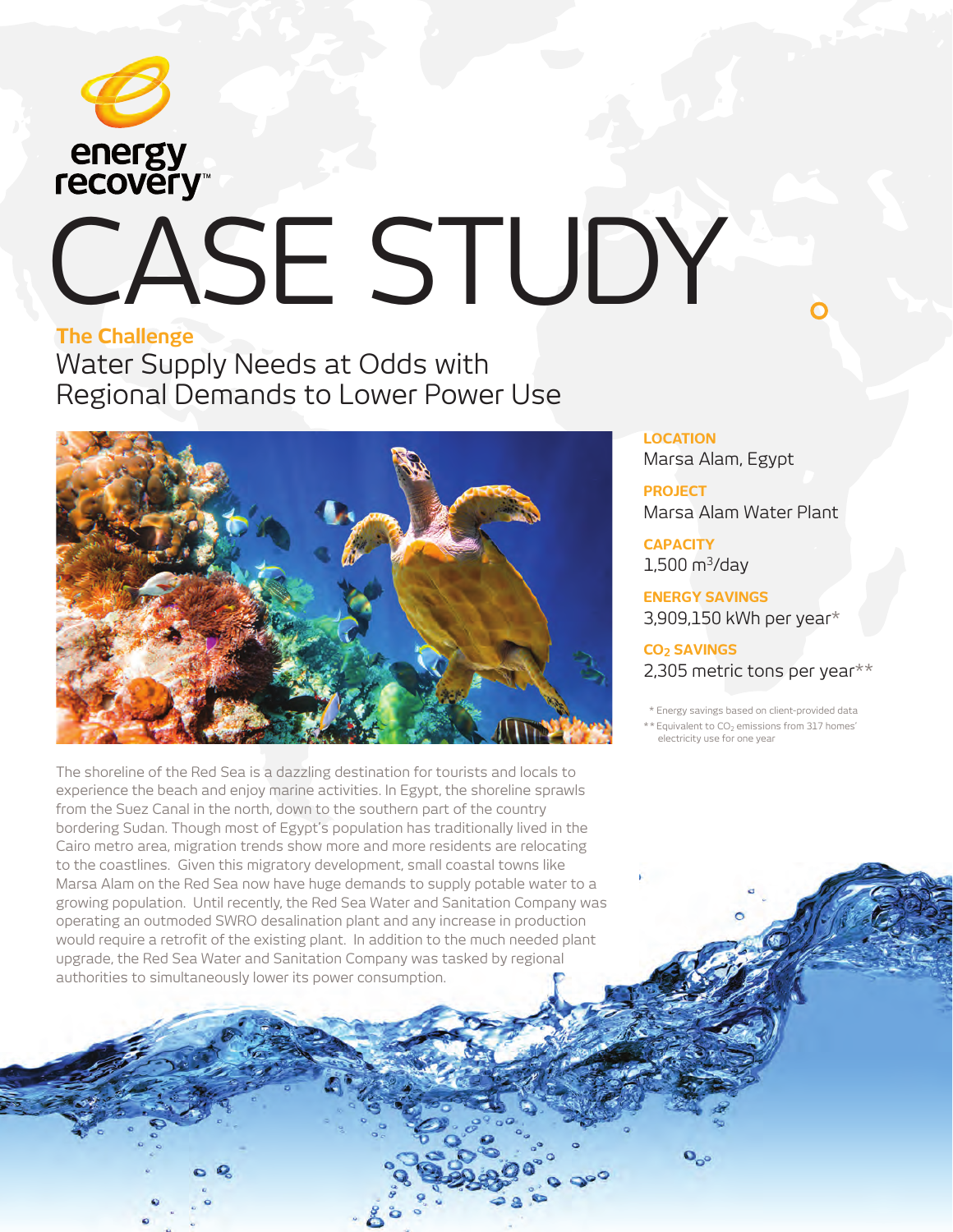energy recovery™

# CASE STUDY

## The Challenge

### Water Supply Needs at Odds with Regional Demands to Lower Power Use

**LOCATION**
Marsa Alam, Egypt

**PROJECT**
Marsa Alam Water Plant

**CAPACITY**
1,500 $m^3$/day

**ENERGY SAVINGS**
3,909,150 kWh per year*

**$CO_2$ SAVINGS**
2,305 metric tons per year**

* Energy savings based on client-provided data
** Equivalent to $CO_2$ emissions from 317 homes' electricity use for one year

The shoreline of the Red Sea is a dazzling destination for tourists and locals to experience the beach and enjoy marine activities. In Egypt, the shoreline sprawls from the Suez Canal in the north, down to the southern part of the country bordering Sudan. Though most of Egypt's population has traditionally lived in the Cairo metro area, migration trends show more and more residents are relocating to the coastlines. Given this migratory development, small coastal towns like Marsa Alam on the Red Sea now have huge demands to supply potable water to a growing population. Until recently, the Red Sea Water and Sanitation Company was operating an outmoded SWRO desalination plant and any increase in production would require a retrofit of the existing plant. In addition to the much needed plant upgrade, the Red Sea Water and Sanitation Company was tasked by regional authorities to simultaneously lower its power consumption.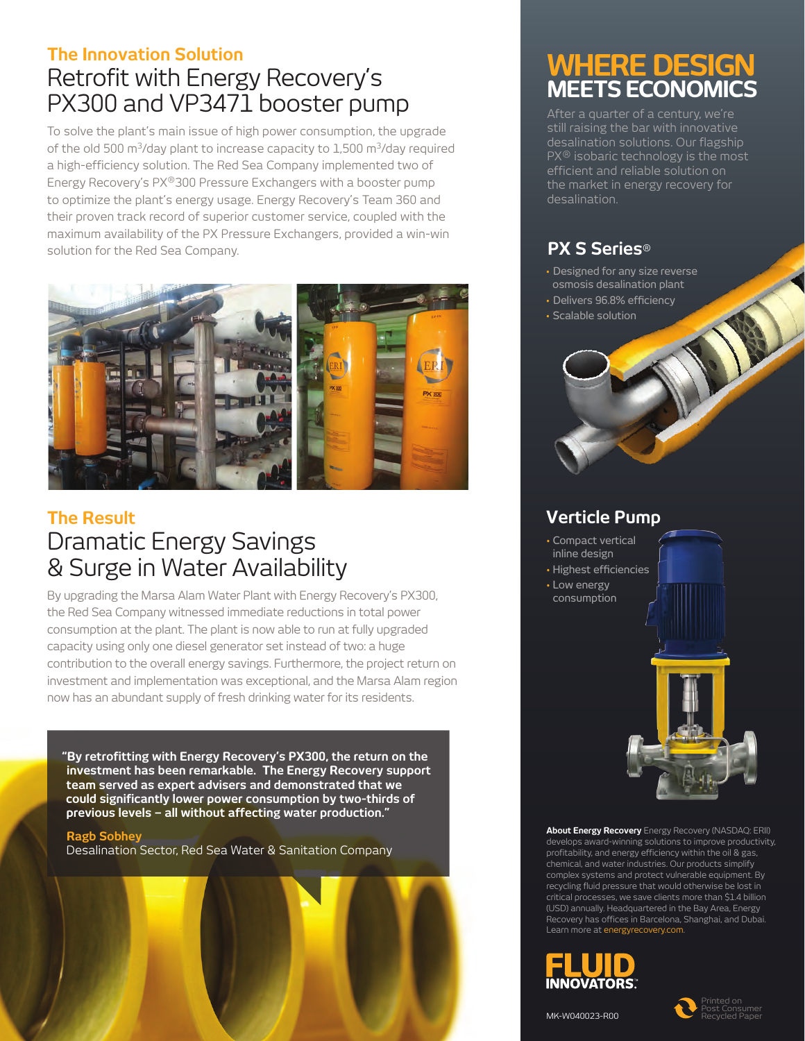## The Innovation Solution

# Retrofit with Energy Recovery's PX300 and VP3471 booster pump

To solve the plant's main issue of high power consumption, the upgrade of the old 500 $m^3$/day plant to increase capacity to 1,500 $m^3$/day required a high-efficiency solution. The Red Sea Company implemented two of Energy Recovery's PX®300 Pressure Exchangers with a booster pump to optimize the plant's energy usage. Energy Recovery's Team 360 and their proven track record of superior customer service, coupled with the maximum availability of the PX Pressure Exchangers, provided a win-win solution for the Red Sea Company.

## The Result

# Dramatic Energy Savings & Surge in Water Availability

By upgrading the Marsa Alam Water Plant with Energy Recovery's PX300, the Red Sea Company witnessed immediate reductions in total power consumption at the plant. The plant is now able to run at fully upgraded capacity using only one diesel generator set instead of two: a huge contribution to the overall energy savings. Furthermore, the project return on investment and implementation was exceptional, and the Marsa Alam region now has an abundant supply of fresh drinking water for its residents.

> **"By retrofitting with Energy Recovery's PX300, the return on the investment has been remarkable. The Energy Recovery support team served as expert advisers and demonstrated that we could significantly lower power consumption by two-thirds of previous levels – all without affecting water production."**
>
> **Ragb Sobhey**
> Desalination Sector, Red Sea Water & Sanitation Company

# WHERE DESIGN MEETS ECONOMICS

After a quarter of a century, we're still raising the bar with innovative desalination solutions. Our flagship PX® isobaric technology is the most efficient and reliable solution on the market in energy recovery for desalination.

## PX S Series®

- Designed for any size reverse osmosis desalination plant
- Delivers 96.8% efficiency
- Scalable solution

## Verticle Pump

- Compact vertical inline design
- Highest efficiencies
- Low energy consumption

**About Energy Recovery** Energy Recovery (NASDAQ: ERII) develops award-winning solutions to improve productivity, profitability, and energy efficiency within the oil & gas, chemical, and water industries. Our products simplify complex systems and protect vulnerable equipment. By recycling fluid pressure that would otherwise be lost in critical processes, we save clients more than $1.4 billion (USD) annually. Headquartered in the Bay Area, Energy Recovery has offices in Barcelona, Shanghai, and Dubai. Learn more at energyrecovery.com.

FLUID INNOVATORS.

MK-W040023-R00

Printed on Post Consumer Recycled Paper